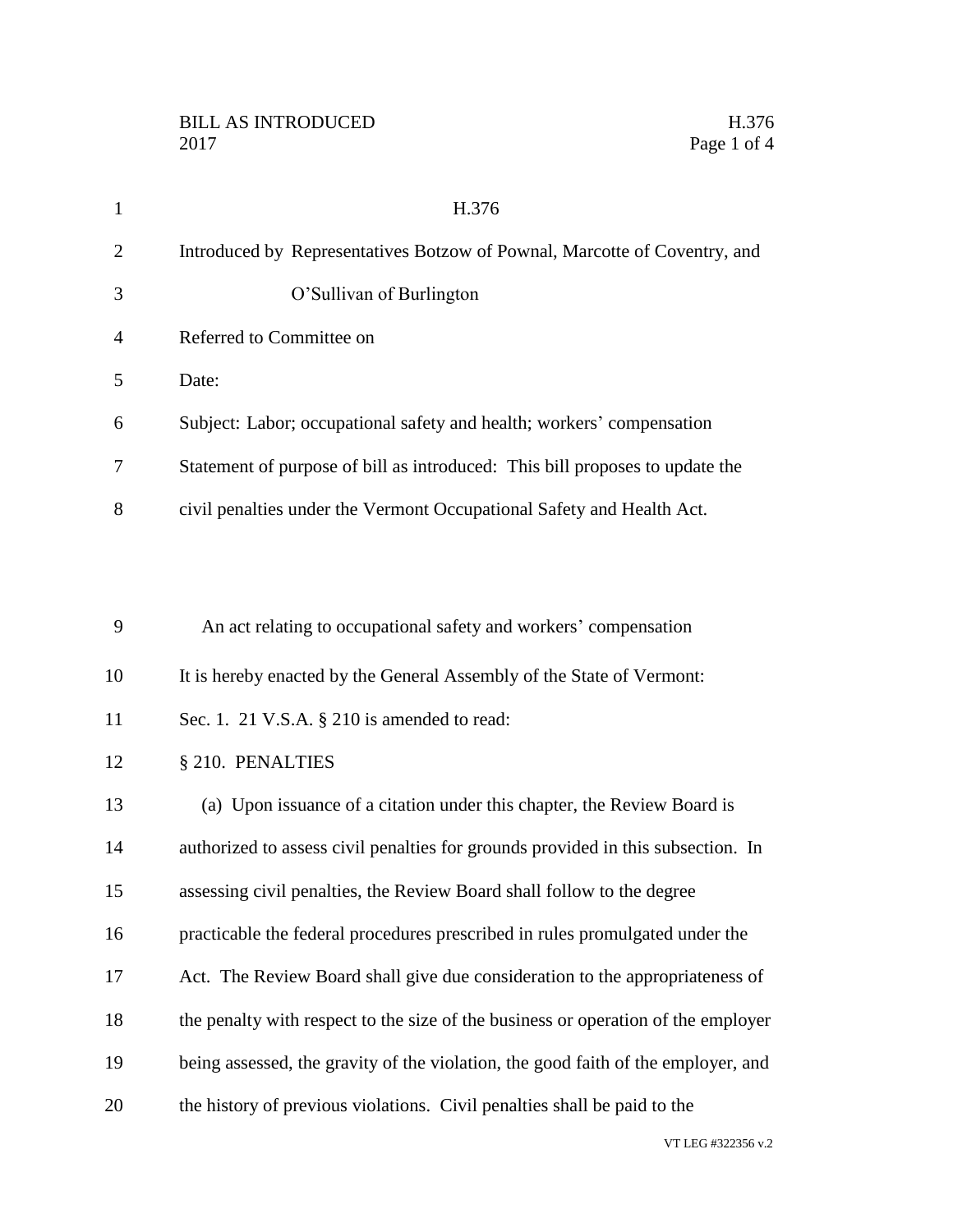# H.376

Introduced by Representatives Botzow of Pownal, Marcotte of Coventry, and O'Sullivan of Burlington

Referred to Committee on

Date:

Subject: Labor; occupational safety and health; workers' compensation

Statement of purpose of bill as introduced: This bill proposes to update the civil penalties under the Vermont Occupational Safety and Health Act.

An act relating to occupational safety and workers' compensation

It is hereby enacted by the General Assembly of the State of Vermont:

Sec. 1. 21 V.S.A. § 210 is amended to read:

§ 210. PENALTIES

(a) Upon issuance of a citation under this chapter, the Review Board is authorized to assess civil penalties for grounds provided in this subsection. In assessing civil penalties, the Review Board shall follow to the degree practicable the federal procedures prescribed in rules promulgated under the Act. The Review Board shall give due consideration to the appropriateness of the penalty with respect to the size of the business or operation of the employer being assessed, the gravity of the violation, the good faith of the employer, and the history of previous violations. Civil penalties shall be paid to the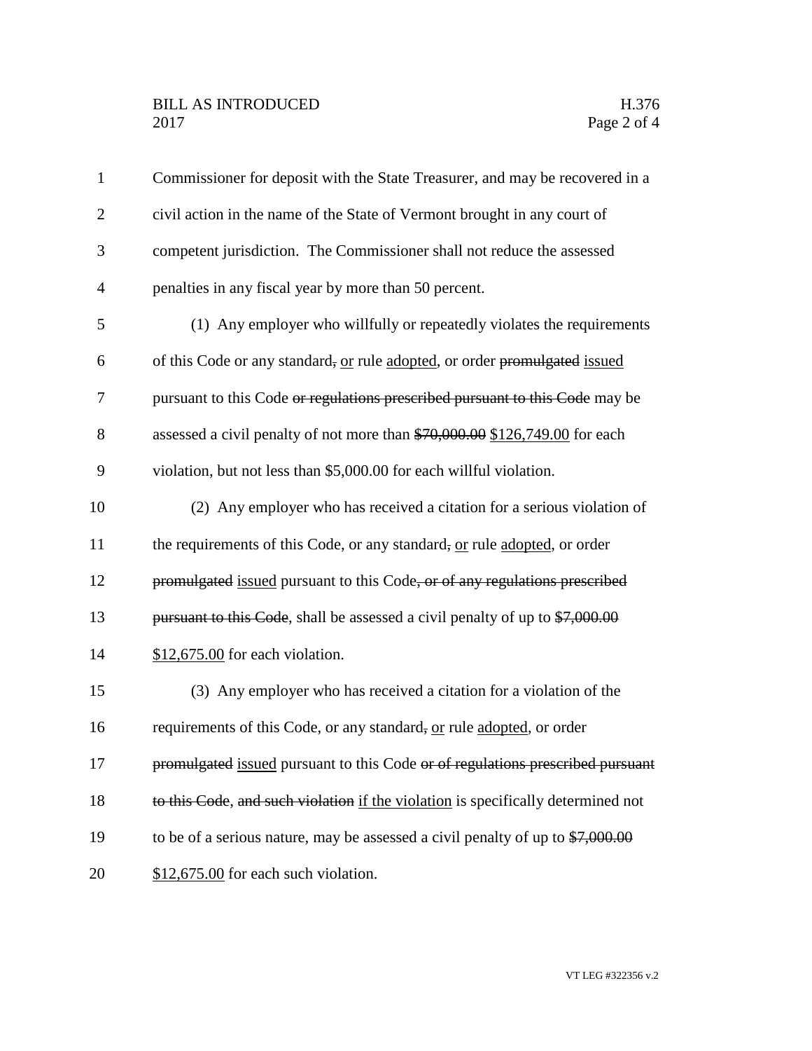Commissioner for deposit with the State Treasurer, and may be recovered in a civil action in the name of the State of Vermont brought in any court of competent jurisdiction. The Commissioner shall not reduce the assessed penalties in any fiscal year by more than 50 percent.

(1) Any employer who willfully or repeatedly violates the requirements of this Code or any standard, <u>or</u> rule <u>adopted</u>, or order ~~promulgated~~ <u>issued</u> pursuant to this Code ~~or regulations prescribed pursuant to this Code~~ may be assessed a civil penalty of not more than ~~$70,000.00~~ <u>$126,749.00</u> for each violation, but not less than $5,000.00 for each willful violation.

(2) Any employer who has received a citation for a serious violation of the requirements of this Code, or any standard, <u>or</u> rule <u>adopted</u>, or order ~~promulgated~~ <u>issued</u> pursuant to this Code~~, or of any regulations prescribed pursuant to this Code~~, shall be assessed a civil penalty of up to ~~$7,000.00~~ <u>$12,675.00</u> for each violation.

(3) Any employer who has received a citation for a violation of the requirements of this Code, or any standard, <u>or</u> rule <u>adopted</u>, or order ~~promulgated~~ <u>issued</u> pursuant to this Code ~~or of regulations prescribed pursuant to this Code~~, ~~and such violation~~ <u>if the violation</u> is specifically determined not to be of a serious nature, may be assessed a civil penalty of up to ~~$7,000.00~~ <u>$12,675.00</u> for each such violation.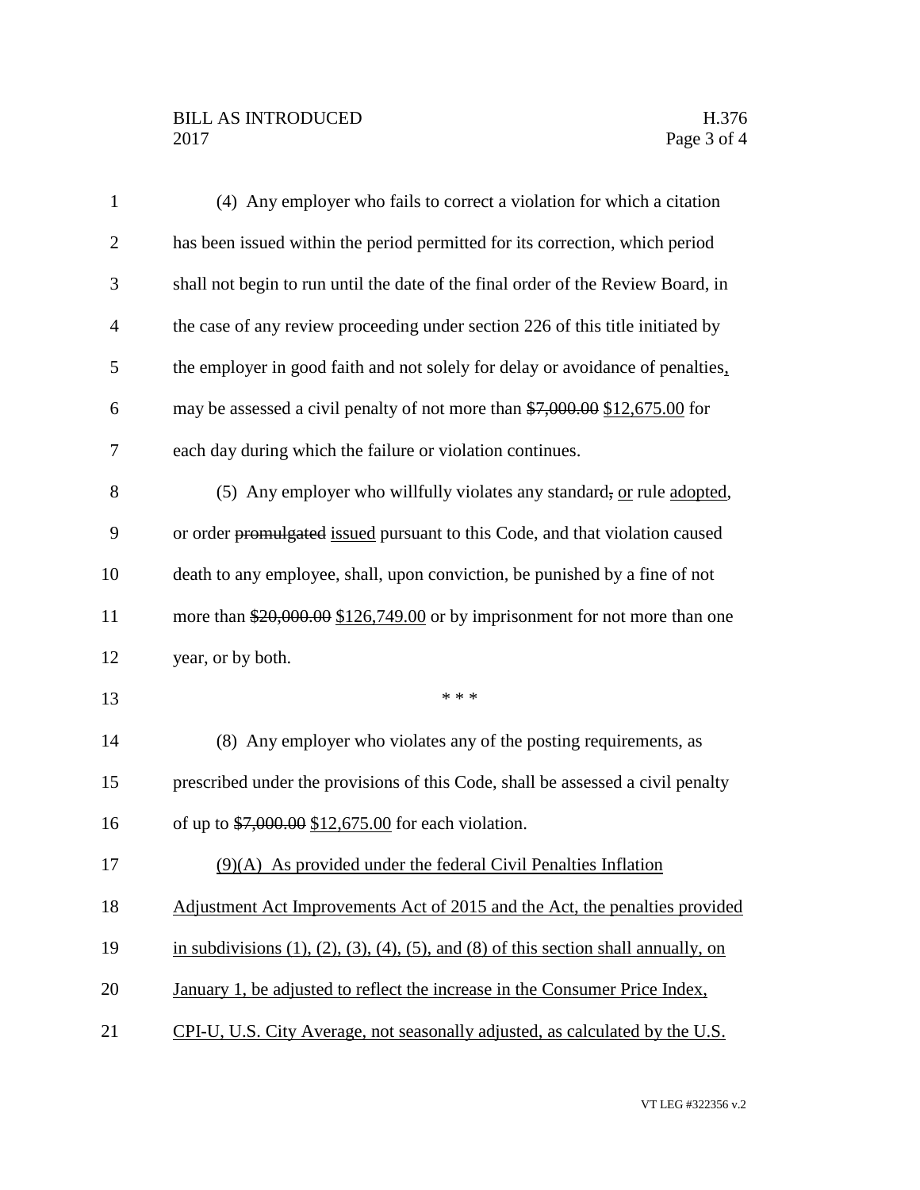(4) Any employer who fails to correct a violation for which a citation has been issued within the period permitted for its correction, which period shall not begin to run until the date of the final order of the Review Board, in the case of any review proceeding under section 226 of this title initiated by the employer in good faith and not solely for delay or avoidance of penalties, may be assessed a civil penalty of not more than ~~$7,000.00~~ $12,675.00 for each day during which the failure or violation continues.

(5) Any employer who willfully violates any standard~~,~~ or rule adopted, or order ~~promulgated~~ issued pursuant to this Code, and that violation caused death to any employee, shall, upon conviction, be punished by a fine of not more than ~~$20,000.00~~ $126,749.00 or by imprisonment for not more than one year, or by both.

\* \* \*

(8) Any employer who violates any of the posting requirements, as prescribed under the provisions of this Code, shall be assessed a civil penalty of up to ~~$7,000.00~~ $12,675.00 for each violation.

(9)(A) As provided under the federal Civil Penalties Inflation Adjustment Act Improvements Act of 2015 and the Act, the penalties provided in subdivisions (1), (2), (3), (4), (5), and (8) of this section shall annually, on January 1, be adjusted to reflect the increase in the Consumer Price Index, CPI-U, U.S. City Average, not seasonally adjusted, as calculated by the U.S.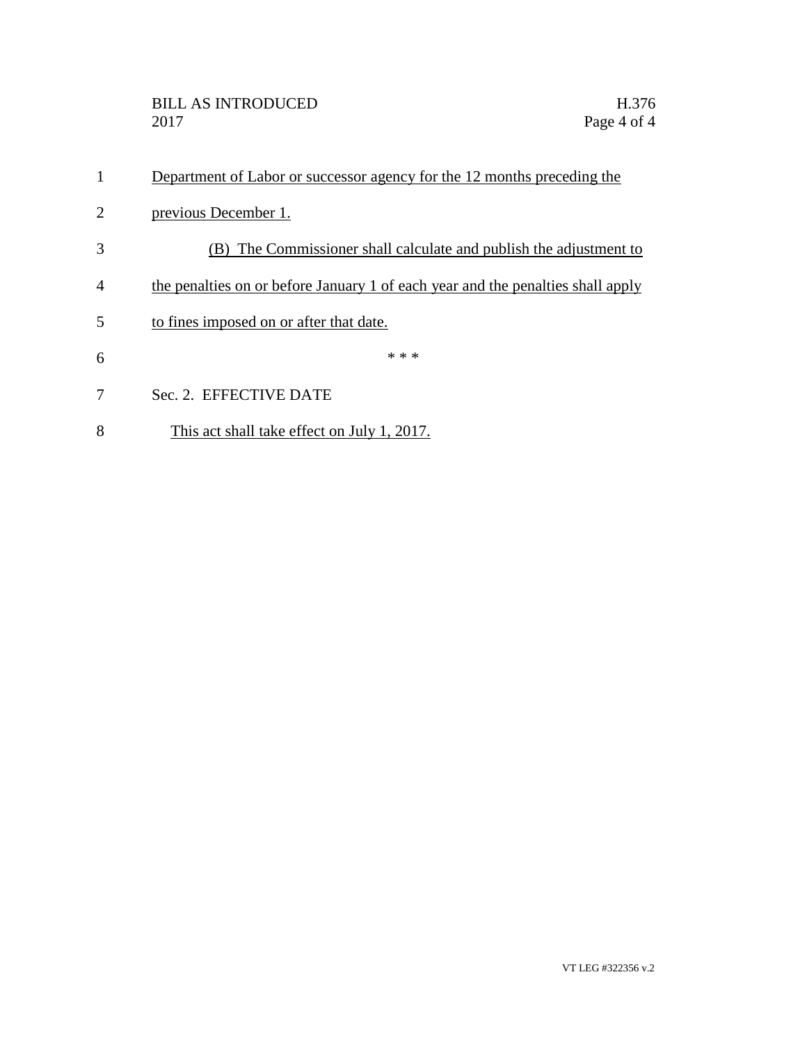Department of Labor or successor agency for the 12 months preceding the previous December 1.

(B) The Commissioner shall calculate and publish the adjustment to the penalties on or before January 1 of each year and the penalties shall apply to fines imposed on or after that date.

\* \* \*

Sec. 2. EFFECTIVE DATE

This act shall take effect on July 1, 2017.